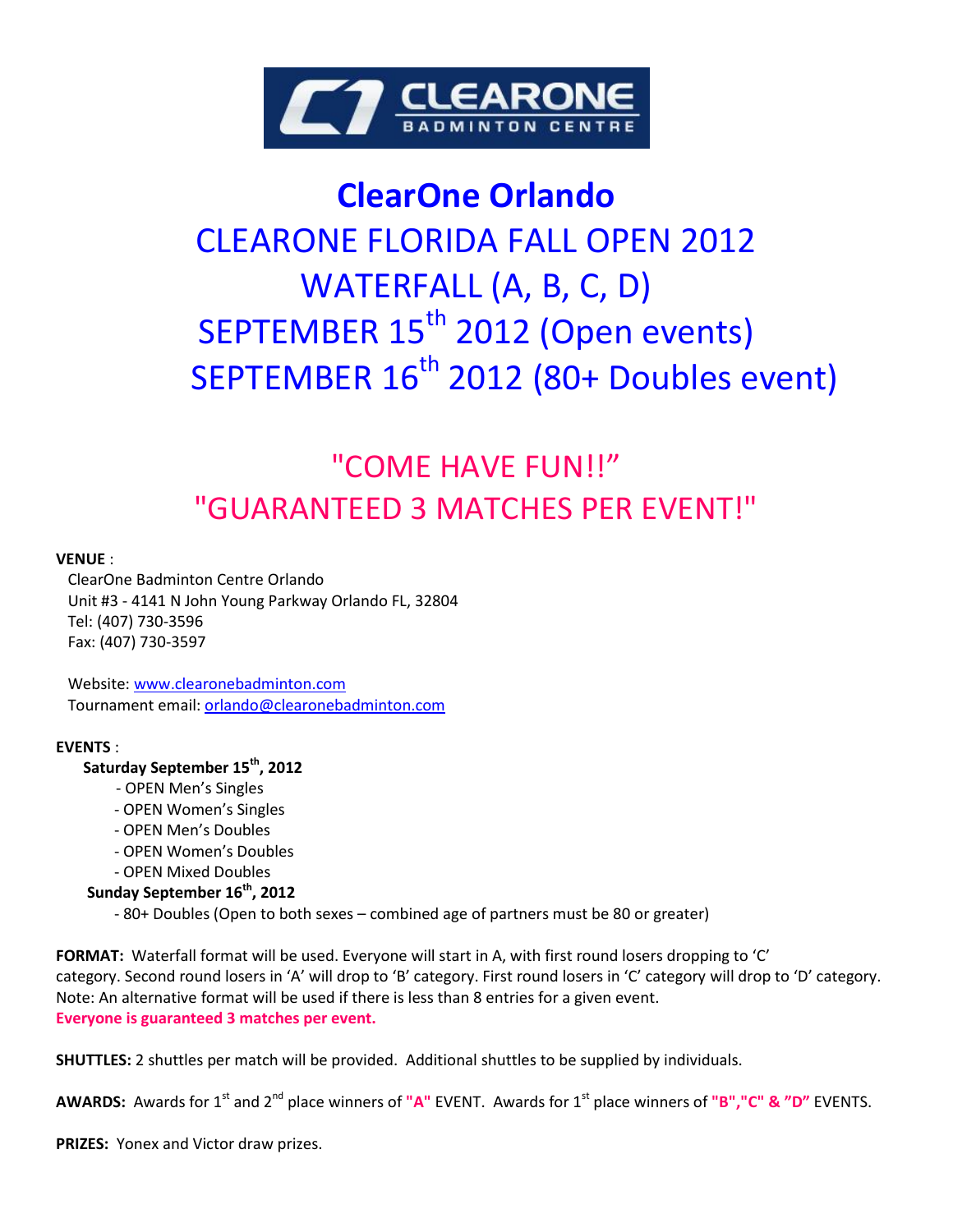# ClearOne Orlando

## CLEARONE FLORIDA FALL OPEN 2012
## WATERFALL (A, B, C, D)
## SEPTEMBER 15th 2012 (Open events)
## SEPTEMBER 16th 2012 (80+ Doubles event)

## "COME HAVE FUN!!"
## "GUARANTEED 3 MATCHES PER EVENT!"

**VENUE** :

ClearOne Badminton Centre Orlando
Unit #3 - 4141 N John Young Parkway Orlando FL, 32804
Tel: (407) 730-3596
Fax: (407) 730-3597

Website: www.clearonebadminton.com
Tournament email: orlando@clearonebadminton.com

**EVENTS** :

**Saturday September 15th, 2012**

- OPEN Men's Singles
- OPEN Women's Singles
- OPEN Men's Doubles
- OPEN Women's Doubles
- OPEN Mixed Doubles

**Sunday September 16th, 2012**

- 80+ Doubles (Open to both sexes – combined age of partners must be 80 or greater)

**FORMAT:** Waterfall format will be used. Everyone will start in A, with first round losers dropping to 'C' category. Second round losers in 'A' will drop to 'B' category. First round losers in 'C' category will drop to 'D' category. Note: An alternative format will be used if there is less than 8 entries for a given event.
**Everyone is guaranteed 3 matches per event.**

**SHUTTLES:** 2 shuttles per match will be provided. Additional shuttles to be supplied by individuals.

**AWARDS:** Awards for 1st and 2nd place winners of **"A"** EVENT. Awards for 1st place winners of **"B","C" & "D"** EVENTS.

**PRIZES:** Yonex and Victor draw prizes.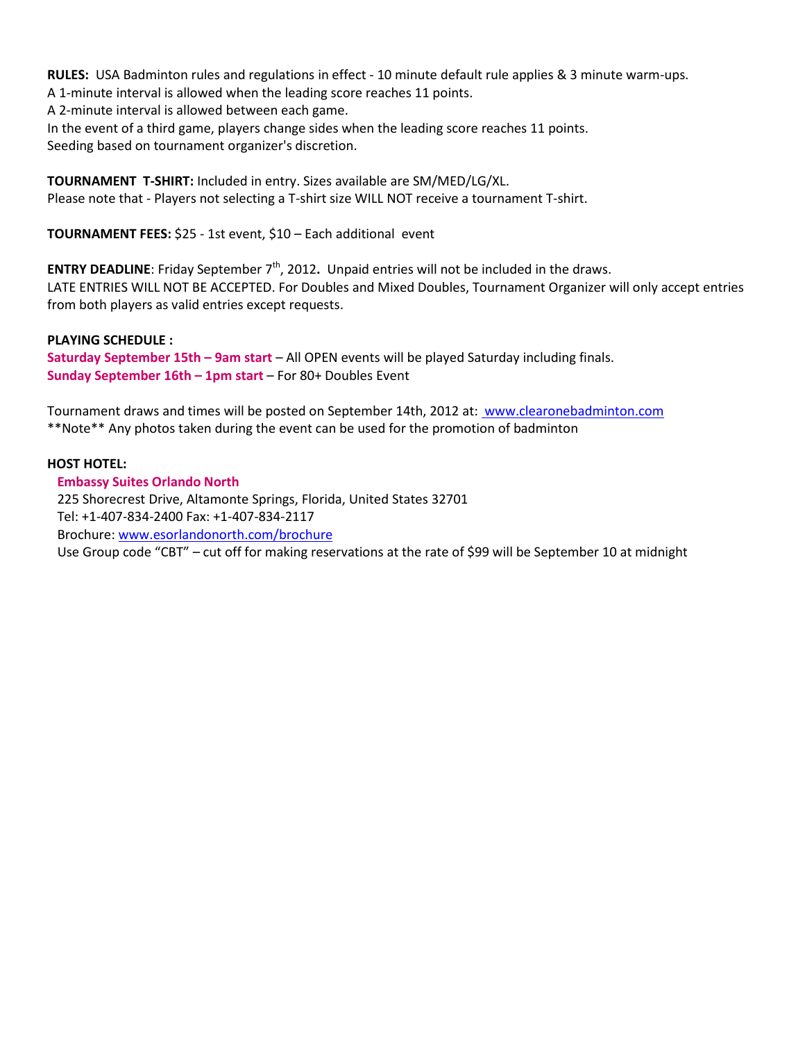**RULES:** USA Badminton rules and regulations in effect - 10 minute default rule applies & 3 minute warm-ups.
A 1-minute interval is allowed when the leading score reaches 11 points.
A 2-minute interval is allowed between each game.
In the event of a third game, players change sides when the leading score reaches 11 points.
Seeding based on tournament organizer's discretion.

**TOURNAMENT T-SHIRT:** Included in entry. Sizes available are SM/MED/LG/XL.
Please note that - Players not selecting a T-shirt size WILL NOT receive a tournament T-shirt.

**TOURNAMENT FEES:** $25 - 1st event, $10 – Each additional event

**ENTRY DEADLINE**: Friday September 7th, 2012**.** Unpaid entries will not be included in the draws.
LATE ENTRIES WILL NOT BE ACCEPTED. For Doubles and Mixed Doubles, Tournament Organizer will only accept entries from both players as valid entries except requests.

**PLAYING SCHEDULE :**
**Saturday September 15th – 9am start** – All OPEN events will be played Saturday including finals.
**Sunday September 16th – 1pm start** – For 80+ Doubles Event

Tournament draws and times will be posted on September 14th, 2012 at: www.clearonebadminton.com
\*\*Note\*\* Any photos taken during the event can be used for the promotion of badminton

**HOST HOTEL:**

**Embassy Suites Orlando North**
225 Shorecrest Drive, Altamonte Springs, Florida, United States 32701
Tel: +1-407-834-2400 Fax: +1-407-834-2117
Brochure: www.esorlandonorth.com/brochure
Use Group code "CBT" – cut off for making reservations at the rate of $99 will be September 10 at midnight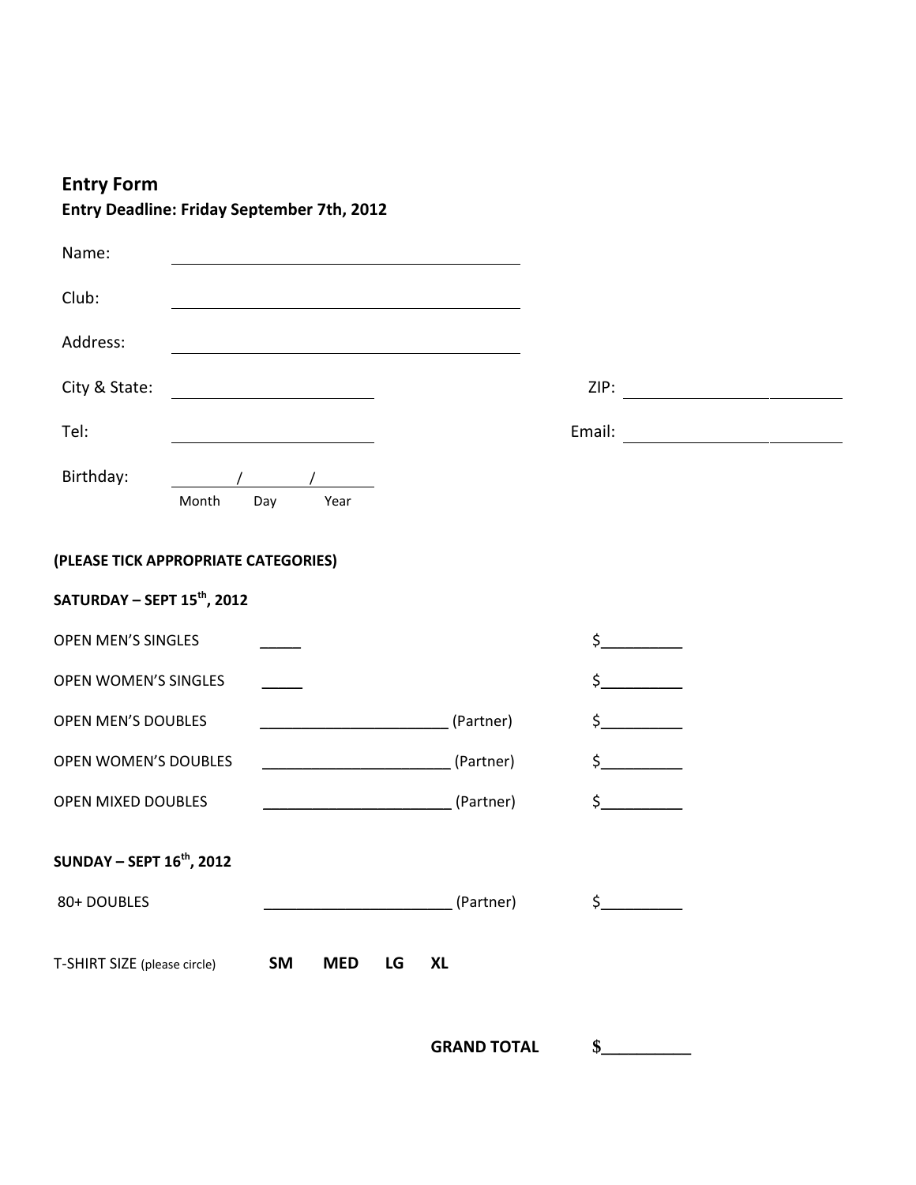## Entry Form

**Entry Deadline: Friday September 7th, 2012**

Name: ______________________________

Club: ______________________________

Address: ______________________________

City & State: ____________________ ZIP: ____________________

Tel: ____________________ Email: ____________________

Birthday: ______ / ______ / ______
Month Day Year

**(PLEASE TICK APPROPRIATE CATEGORIES)**

**SATURDAY – SEPT 15th, 2012**

| | | |
|---|---|---|
| OPEN MEN'S SINGLES | _____ | $_________ |
| OPEN WOMEN'S SINGLES | _____ | $_________ |
| OPEN MEN'S DOUBLES | ______________________ (Partner) | $_________ |
| OPEN WOMEN'S DOUBLES | ______________________ (Partner) | $_________ |
| OPEN MIXED DOUBLES | ______________________ (Partner) | $_________ |

**SUNDAY – SEPT 16th, 2012**

| | | |
|---|---|---|
| 80+ DOUBLES | ______________________ (Partner) | $_________ |

T-SHIRT SIZE (please circle) **SM MED LG XL**

**GRAND TOTAL $__________**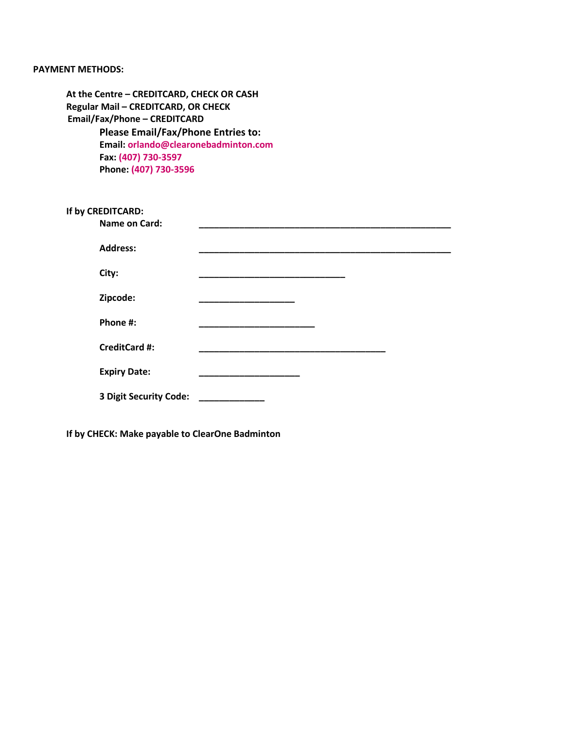**PAYMENT METHODS:**

**At the Centre – CREDITCARD, CHECK OR CASH**
**Regular Mail – CREDITCARD, OR CHECK**
**Email/Fax/Phone – CREDITCARD**

**Please Email/Fax/Phone Entries to:**
**Email: orlando@clearonebadminton.com**
**Fax: (407) 730-3597**
**Phone: (407) 730-3596**

**If by CREDITCARD:**

**Name on Card:** ________________________________________________

**Address:** ________________________________________________

**City:** ____________________________

**Zipcode:** __________________

**Phone #:** ______________________

**CreditCard #:** ___________________________________

**Expiry Date:** ___________________

**3 Digit Security Code:** ____________

**If by CHECK: Make payable to ClearOne Badminton**